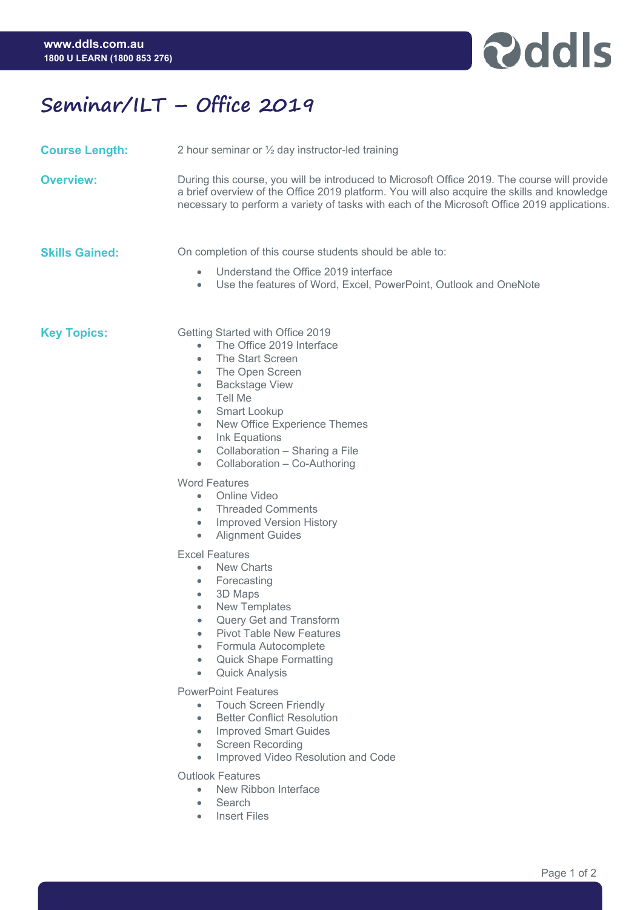# Seminar/ILT – Office 2019

**Course Length:** 2 hour seminar or ½ day instructor-led training

**Overview:** During this course, you will be introduced to Microsoft Office 2019. The course will provide a brief overview of the Office 2019 platform. You will also acquire the skills and knowledge necessary to perform a variety of tasks with each of the Microsoft Office 2019 applications.

**Skills Gained:** On completion of this course students should be able to:

- Understand the Office 2019 interface
- Use the features of Word, Excel, PowerPoint, Outlook and OneNote

**Key Topics:**

Getting Started with Office 2019

- The Office 2019 Interface
- The Start Screen
- The Open Screen
- Backstage View
- Tell Me
- Smart Lookup
- New Office Experience Themes
- Ink Equations
- Collaboration – Sharing a File
- Collaboration – Co-Authoring

Word Features

- Online Video
- Threaded Comments
- Improved Version History
- Alignment Guides

Excel Features

- New Charts
- Forecasting
- 3D Maps
- New Templates
- Query Get and Transform
- Pivot Table New Features
- Formula Autocomplete
- Quick Shape Formatting
- Quick Analysis

PowerPoint Features

- Touch Screen Friendly
- Better Conflict Resolution
- Improved Smart Guides
- Screen Recording
- Improved Video Resolution and Code

Outlook Features

- New Ribbon Interface
- Search
- Insert Files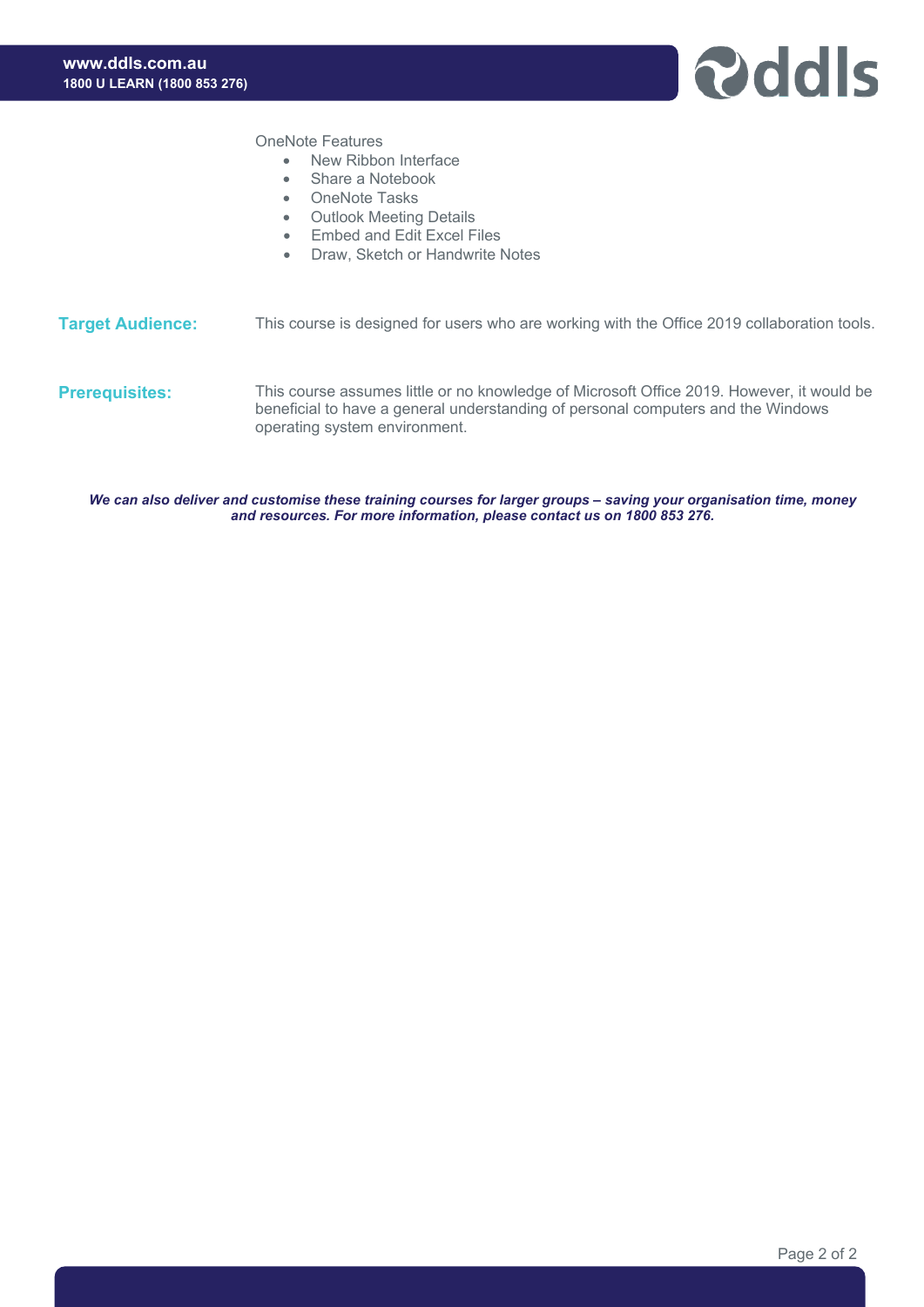OneNote Features

- New Ribbon Interface
- Share a Notebook
- OneNote Tasks
- Outlook Meeting Details
- Embed and Edit Excel Files
- Draw, Sketch or Handwrite Notes

**Target Audience:** This course is designed for users who are working with the Office 2019 collaboration tools.

**Prerequisites:** This course assumes little or no knowledge of Microsoft Office 2019. However, it would be beneficial to have a general understanding of personal computers and the Windows operating system environment.

***We can also deliver and customise these training courses for larger groups – saving your organisation time, money and resources. For more information, please contact us on 1800 853 276.***